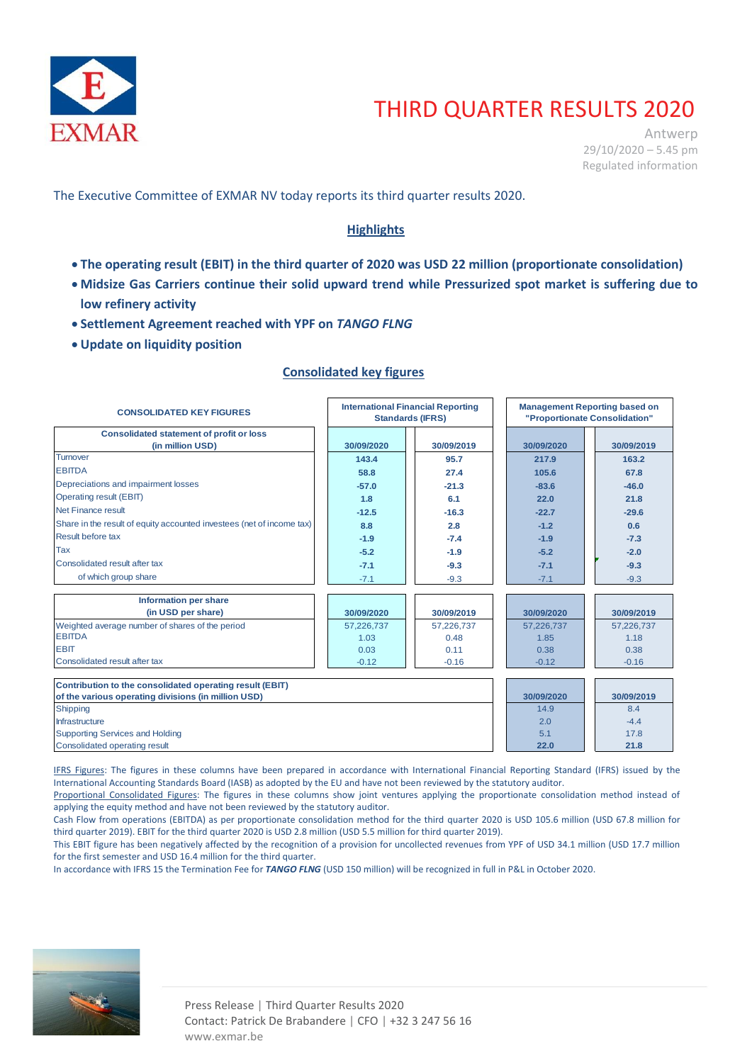# THIRD QUARTER RESULTS 2020

Antwerp
29/10/2020 – 5.45 pm
Regulated information

The Executive Committee of EXMAR NV today reports its third quarter results 2020.

## Highlights

- **The operating result (EBIT) in the third quarter of 2020 was USD 22 million (proportionate consolidation)**
- **Midsize Gas Carriers continue their solid upward trend while Pressurized spot market is suffering due to low refinery activity**
- **Settlement Agreement reached with YPF on *TANGO FLNG***
- **Update on liquidity position**

## Consolidated key figures

| CONSOLIDATED KEY FIGURES | International Financial Reporting Standards (IFRS) | | Management Reporting based on "Proportionate Consolidation" | |
|---|---|---|---|---|
| **Consolidated statement of profit or loss (in million USD)** | **30/09/2020** | **30/09/2019** | **30/09/2020** | **30/09/2019** |
| Turnover | 143.4 | 95.7 | 217.9 | 163.2 |
| EBITDA | 58.8 | 27.4 | 105.6 | 67.8 |
| Depreciations and impairment losses | -57.0 | -21.3 | -83.6 | -46.0 |
| Operating result (EBIT) | 1.8 | 6.1 | 22.0 | 21.8 |
| Net Finance result | -12.5 | -16.3 | -22.7 | -29.6 |
| Share in the result of equity accounted investees (net of income tax) | 8.8 | 2.8 | -1.2 | 0.6 |
| Result before tax | -1.9 | -7.4 | -1.9 | -7.3 |
| Tax | -5.2 | -1.9 | -5.2 | -2.0 |
| Consolidated result after tax | -7.1 | -9.3 | -7.1 | -9.3 |
| of which group share | -7.1 | -9.3 | -7.1 | -9.3 |
| **Information per share (in USD per share)** | **30/09/2020** | **30/09/2019** | **30/09/2020** | **30/09/2019** |
| Weighted average number of shares of the period | 57,226,737 | 57,226,737 | 57,226,737 | 57,226,737 |
| EBITDA | 1.03 | 0.48 | 1.85 | 1.18 |
| EBIT | 0.03 | 0.11 | 0.38 | 0.38 |
| Consolidated result after tax | -0.12 | -0.16 | -0.12 | -0.16 |

| Contribution to the consolidated operating result (EBIT) of the various operating divisions (in million USD) | 30/09/2020 | 30/09/2019 |
|---|---|---|
| Shipping | 14.9 | 8.4 |
| Infrastructure | 2.0 | -4.4 |
| Supporting Services and Holding | 5.1 | 17.8 |
| Consolidated operating result | 22.0 | 21.8 |

IFRS Figures: The figures in these columns have been prepared in accordance with International Financial Reporting Standard (IFRS) issued by the International Accounting Standards Board (IASB) as adopted by the EU and have not been reviewed by the statutory auditor.
Proportional Consolidated Figures: The figures in these columns show joint ventures applying the proportionate consolidation method instead of applying the equity method and have not been reviewed by the statutory auditor.
Cash Flow from operations (EBITDA) as per proportionate consolidation method for the third quarter 2020 is USD 105.6 million (USD 67.8 million for third quarter 2019). EBIT for the third quarter 2020 is USD 2.8 million (USD 5.5 million for third quarter 2019).
This EBIT figure has been negatively affected by the recognition of a provision for uncollected revenues from YPF of USD 34.1 million (USD 17.7 million for the first semester and USD 16.4 million for the third quarter.
In accordance with IFRS 15 the Termination Fee for ***TANGO FLNG*** (USD 150 million) will be recognized in full in P&L in October 2020.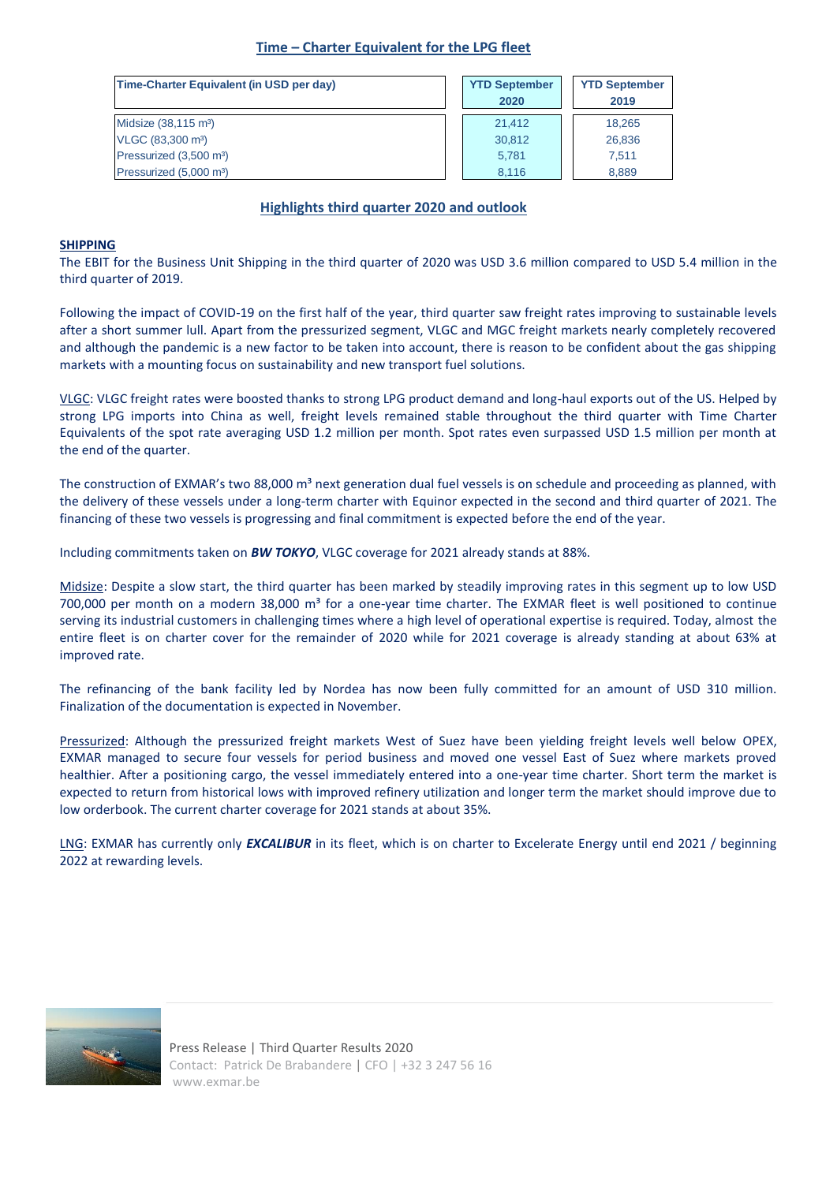## Time – Charter Equivalent for the LPG fleet

| Time-Charter Equivalent (in USD per day) | YTD September 2020 | YTD September 2019 |
|---|---|---|
| Midsize (38,115 m³) | 21,412 | 18,265 |
| VLGC (83,300 m³) | 30,812 | 26,836 |
| Pressurized (3,500 m³) | 5,781 | 7,511 |
| Pressurized (5,000 m³) | 8,116 | 8,889 |

## Highlights third quarter 2020 and outlook

### SHIPPING

The EBIT for the Business Unit Shipping in the third quarter of 2020 was USD 3.6 million compared to USD 5.4 million in the third quarter of 2019.

Following the impact of COVID-19 on the first half of the year, third quarter saw freight rates improving to sustainable levels after a short summer lull. Apart from the pressurized segment, VLGC and MGC freight markets nearly completely recovered and although the pandemic is a new factor to be taken into account, there is reason to be confident about the gas shipping markets with a mounting focus on sustainability and new transport fuel solutions.

VLGC: VLGC freight rates were boosted thanks to strong LPG product demand and long-haul exports out of the US. Helped by strong LPG imports into China as well, freight levels remained stable throughout the third quarter with Time Charter Equivalents of the spot rate averaging USD 1.2 million per month. Spot rates even surpassed USD 1.5 million per month at the end of the quarter.

The construction of EXMAR's two 88,000 m³ next generation dual fuel vessels is on schedule and proceeding as planned, with the delivery of these vessels under a long-term charter with Equinor expected in the second and third quarter of 2021. The financing of these two vessels is progressing and final commitment is expected before the end of the year.

Including commitments taken on ***BW TOKYO***, VLGC coverage for 2021 already stands at 88%.

Midsize: Despite a slow start, the third quarter has been marked by steadily improving rates in this segment up to low USD 700,000 per month on a modern 38,000 m³ for a one-year time charter. The EXMAR fleet is well positioned to continue serving its industrial customers in challenging times where a high level of operational expertise is required. Today, almost the entire fleet is on charter cover for the remainder of 2020 while for 2021 coverage is already standing at about 63% at improved rate.

The refinancing of the bank facility led by Nordea has now been fully committed for an amount of USD 310 million. Finalization of the documentation is expected in November.

Pressurized: Although the pressurized freight markets West of Suez have been yielding freight levels well below OPEX, EXMAR managed to secure four vessels for period business and moved one vessel East of Suez where markets proved healthier. After a positioning cargo, the vessel immediately entered into a one-year time charter. Short term the market is expected to return from historical lows with improved refinery utilization and longer term the market should improve due to low orderbook. The current charter coverage for 2021 stands at about 35%.

LNG: EXMAR has currently only ***EXCALIBUR*** in its fleet, which is on charter to Excelerate Energy until end 2021 / beginning 2022 at rewarding levels.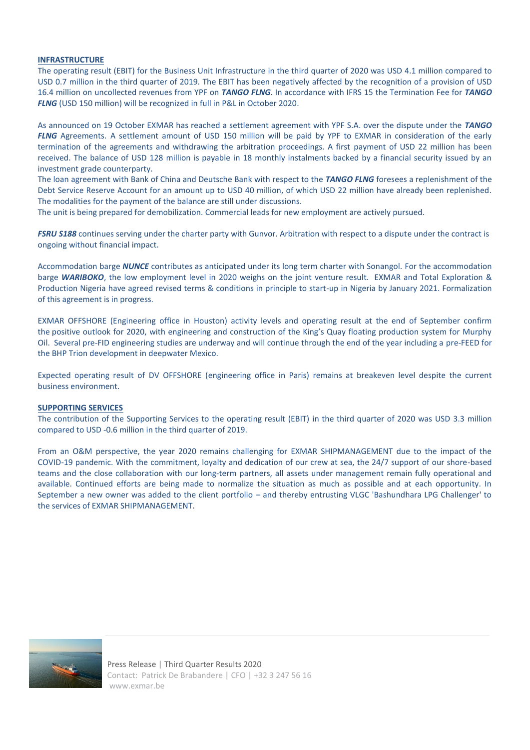## INFRASTRUCTURE

The operating result (EBIT) for the Business Unit Infrastructure in the third quarter of 2020 was USD 4.1 million compared to USD 0.7 million in the third quarter of 2019. The EBIT has been negatively affected by the recognition of a provision of USD 16.4 million on uncollected revenues from YPF on ***TANGO FLNG***. In accordance with IFRS 15 the Termination Fee for ***TANGO FLNG*** (USD 150 million) will be recognized in full in P&L in October 2020.

As announced on 19 October EXMAR has reached a settlement agreement with YPF S.A. over the dispute under the ***TANGO FLNG*** Agreements. A settlement amount of USD 150 million will be paid by YPF to EXMAR in consideration of the early termination of the agreements and withdrawing the arbitration proceedings. A first payment of USD 22 million has been received. The balance of USD 128 million is payable in 18 monthly instalments backed by a financial security issued by an investment grade counterparty.

The loan agreement with Bank of China and Deutsche Bank with respect to the ***TANGO FLNG*** foresees a replenishment of the Debt Service Reserve Account for an amount up to USD 40 million, of which USD 22 million have already been replenished. The modalities for the payment of the balance are still under discussions.

The unit is being prepared for demobilization. Commercial leads for new employment are actively pursued.

***FSRU S188*** continues serving under the charter party with Gunvor. Arbitration with respect to a dispute under the contract is ongoing without financial impact.

Accommodation barge ***NUNCE*** contributes as anticipated under its long term charter with Sonangol. For the accommodation barge ***WARIBOKO***, the low employment level in 2020 weighs on the joint venture result. EXMAR and Total Exploration & Production Nigeria have agreed revised terms & conditions in principle to start-up in Nigeria by January 2021. Formalization of this agreement is in progress.

EXMAR OFFSHORE (Engineering office in Houston) activity levels and operating result at the end of September confirm the positive outlook for 2020, with engineering and construction of the King's Quay floating production system for Murphy Oil. Several pre-FID engineering studies are underway and will continue through the end of the year including a pre-FEED for the BHP Trion development in deepwater Mexico.

Expected operating result of DV OFFSHORE (engineering office in Paris) remains at breakeven level despite the current business environment.

## SUPPORTING SERVICES

The contribution of the Supporting Services to the operating result (EBIT) in the third quarter of 2020 was USD 3.3 million compared to USD -0.6 million in the third quarter of 2019.

From an O&M perspective, the year 2020 remains challenging for EXMAR SHIPMANAGEMENT due to the impact of the COVID-19 pandemic. With the commitment, loyalty and dedication of our crew at sea, the 24/7 support of our shore-based teams and the close collaboration with our long-term partners, all assets under management remain fully operational and available. Continued efforts are being made to normalize the situation as much as possible and at each opportunity. In September a new owner was added to the client portfolio – and thereby entrusting VLGC 'Bashundhara LPG Challenger' to the services of EXMAR SHIPMANAGEMENT.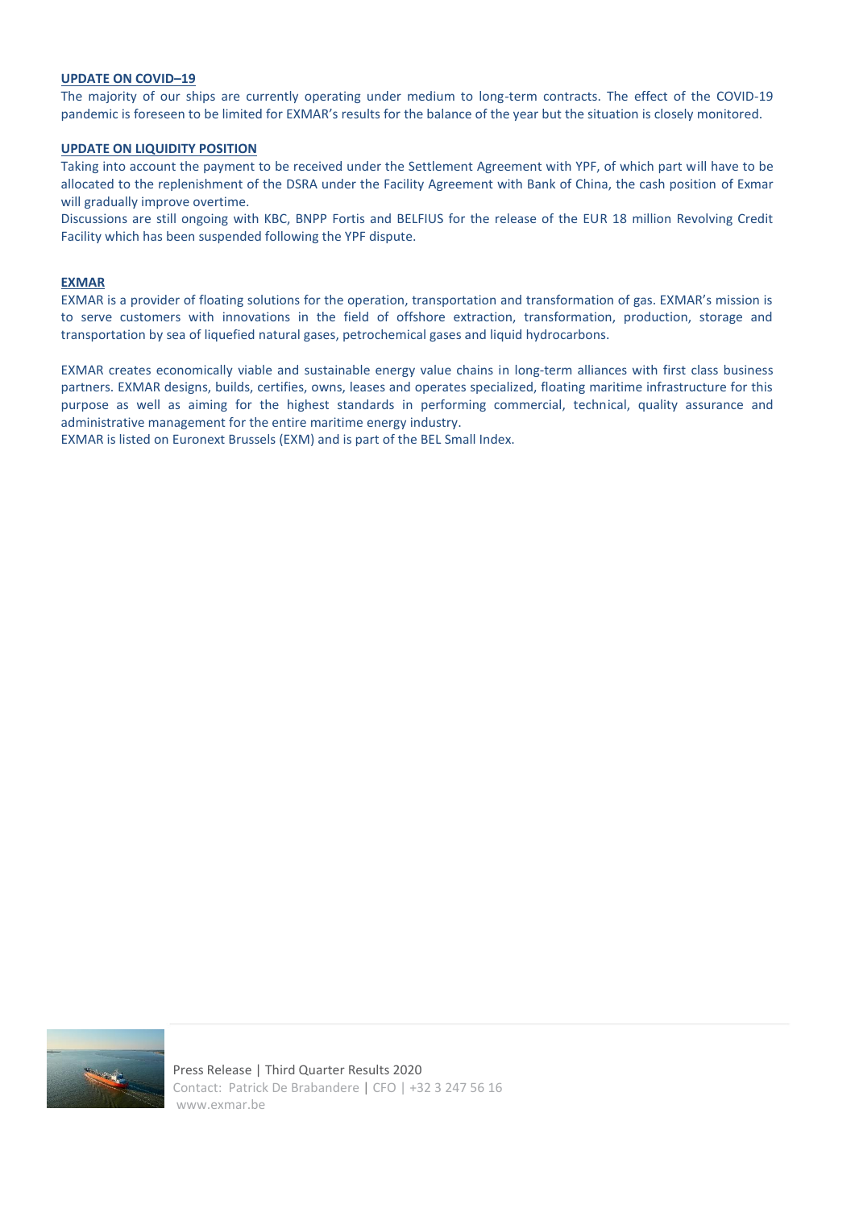**UPDATE ON COVID–19**

The majority of our ships are currently operating under medium to long-term contracts. The effect of the COVID-19 pandemic is foreseen to be limited for EXMAR's results for the balance of the year but the situation is closely monitored.

**UPDATE ON LIQUIDITY POSITION**

Taking into account the payment to be received under the Settlement Agreement with YPF, of which part will have to be allocated to the replenishment of the DSRA under the Facility Agreement with Bank of China, the cash position of Exmar will gradually improve overtime.

Discussions are still ongoing with KBC, BNPP Fortis and BELFIUS for the release of the EUR 18 million Revolving Credit Facility which has been suspended following the YPF dispute.

**EXMAR**

EXMAR is a provider of floating solutions for the operation, transportation and transformation of gas. EXMAR's mission is to serve customers with innovations in the field of offshore extraction, transformation, production, storage and transportation by sea of liquefied natural gases, petrochemical gases and liquid hydrocarbons.

EXMAR creates economically viable and sustainable energy value chains in long-term alliances with first class business partners. EXMAR designs, builds, certifies, owns, leases and operates specialized, floating maritime infrastructure for this purpose as well as aiming for the highest standards in performing commercial, technical, quality assurance and administrative management for the entire maritime energy industry.

EXMAR is listed on Euronext Brussels (EXM) and is part of the BEL Small Index.